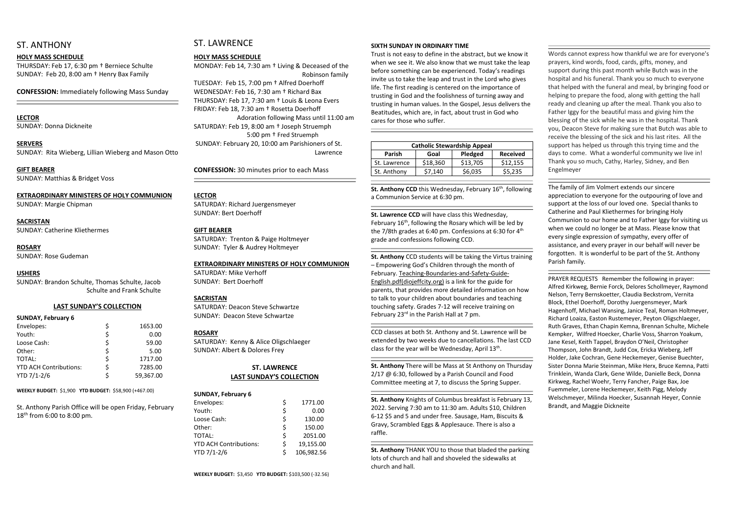# ST. ANTHONY

**HOLY MASS SCHEDULE**

THURSDAY: Feb 17, 6:30 pm † Berniece Schulte
SUNDAY: Feb 20, 8:00 am † Henry Bax Family

**CONFESSION:** Immediately following Mass Sunday

**LECTOR**
SUNDAY: Donna Dickneite

**SERVERS**
SUNDAY: Rita Wieberg, Lillian Wieberg and Mason Otto

**GIFT BEARER**
SUNDAY: Matthias & Bridget Voss

**EXTRAORDINARY MINISTERS OF HOLY COMMUNION**
SUNDAY: Margie Chipman

**SACRISTAN**
SUNDAY: Catherine Kliethermes

**ROSARY**
SUNDAY: Rose Gudeman

**USHERS**
SUNDAY: Brandon Schulte, Thomas Schulte, Jacob Schulte and Frank Schulte

**LAST SUNDAY'S COLLECTION**

**SUNDAY, February 6**

| | |
|---|---|
| Envelopes: | $ 1653.00 |
| Youth: | $ 0.00 |
| Loose Cash: | $ 59.00 |
| Other: | $ 5.00 |
| TOTAL: | $ 1717.00 |
| YTD ACH Contributions: | $ 7285.00 |
| YTD 7/1-2/6 | $ 59,367.00 |

**WEEKLY BUDGET:** $1,900 **YTD BUDGET:** $58,900 (+467.00)

St. Anthony Parish Office will be open Friday, February 18th from 6:00 to 8:00 pm.

# ST. LAWRENCE

**HOLY MASS SCHEDULE**

MONDAY: Feb 14, 7:30 am † Living & Deceased of the Robinson family
TUESDAY: Feb 15, 7:00 pm † Alfred Doerhoff
WEDNESDAY: Feb 16, 7:30 am † Richard Bax
THURSDAY: Feb 17, 7:30 am † Louis & Leona Evers
FRIDAY: Feb 18, 7:30 am † Rosetta Doerhoff
Adoration following Mass until 11:00 am
SATURDAY: Feb 19, 8:00 am † Joseph Struemph
5:00 pm † Fred Struemph
SUNDAY: February 20, 10:00 am Parishioners of St. Lawrence

**CONFESSION:** 30 minutes prior to each Mass

**LECTOR**
SATURDAY: Richard Juergensmeyer
SUNDAY: Bert Doerhoff

**GIFT BEARER**
SATURDAY: Trenton & Paige Holtmeyer
SUNDAY: Tyler & Audrey Holtmeyer

**EXTRAORDINARY MINISTERS OF HOLY COMMUNION**
SATURDAY: Mike Verhoff
SUNDAY: Bert Doerhoff

**SACRISTAN**
SATURDAY: Deacon Steve Schwartze
SUNDAY: Deacon Steve Schwartze

**ROSARY**
SATURDAY: Kenny & Alice Oligschlaeger
SUNDAY: Albert & Dolores Frey

**ST. LAWRENCE LAST SUNDAY'S COLLECTION**

**SUNDAY, February 6**

| | |
|---|---|
| Envelopes: | $ 1771.00 |
| Youth: | $ 0.00 |
| Loose Cash: | $ 130.00 |
| Other: | $ 150.00 |
| TOTAL: | $ 2051.00 |
| YTD ACH Contributions: | $ 19,155.00 |
| YTD 7/1-2/6 | $ 106,982.56 |

**WEEKLY BUDGET:** $3,450 **YTD BUDGET:** $103,500 (-32.56)

**SIXTH SUNDAY IN ORDINARY TIME**

Trust is not easy to define in the abstract, but we know it when we see it. We also know that we must take the leap before something can be experienced. Today's readings invite us to take the leap and trust in the Lord who gives life. The first reading is centered on the importance of trusting in God and the foolishness of turning away and trusting in human values. In the Gospel, Jesus delivers the Beatitudes, which are, in fact, about trust in God who cares for those who suffer.

| Catholic Stewardship Appeal | | | |
|---|---|---|---|
| **Parish** | **Goal** | **Pledged** | **Received** |
| St. Lawrence | $18,360 | $13,705 | $12,155 |
| St. Anthony | $7,140 | $6,035 | $5,235 |

**St. Anthony CCD** this Wednesday, February 16th, following a Communion Service at 6:30 pm.

**St. Lawrence CCD** will have class this Wednesday, February 16th, following the Rosary which will be led by the 7/8th grades at 6:40 pm. Confessions at 6:30 for 4th grade and confessions following CCD.

**St. Anthony** CCD students will be taking the Virtus training – Empowering God's Children through the month of February. Teaching-Boundaries-and-Safety-Guide-English.pdf(diojeffcity.org) is a link for the guide for parents, that provides more detailed information on how to talk to your children about boundaries and teaching touching safety. Grades 7-12 will receive training on February 23rd in the Parish Hall at 7 pm.

CCD classes at both St. Anthony and St. Lawrence will be extended by two weeks due to cancellations. The last CCD class for the year will be Wednesday, April 13th.

**St. Anthony** There will be Mass at St Anthony on Thursday 2/17 @ 6:30, followed by a Parish Council and Food Committee meeting at 7, to discuss the Spring Supper.

**St. Anthony** Knights of Columbus breakfast is February 13, 2022. Serving 7:30 am to 11:30 am. Adults $10, Children 6-12 $5 and 5 and under free. Sausage, Ham, Biscuits & Gravy, Scrambled Eggs & Applesauce. There is also a raffle.

**St. Anthony** THANK YOU to those that bladed the parking lots of church and hall and shoveled the sidewalks at church and hall.

Words cannot express how thankful we are for everyone's prayers, kind words, food, cards, gifts, money, and support during this past month while Butch was in the hospital and his funeral. Thank you so much to everyone that helped with the funeral and meal, by bringing food or helping to prepare the food, along with getting the hall ready and cleaning up after the meal. Thank you also to Father Iggy for the beautiful mass and giving him the blessing of the sick while he was in the hospital. Thank you, Deacon Steve for making sure that Butch was able to receive the blessing of the sick and his last rites. All the support has helped us through this trying time and the days to come. What a wonderful community we live in! Thank you so much, Cathy, Harley, Sidney, and Ben Engelmeyer

The family of Jim Volmert extends our sincere appreciation to everyone for the outpouring of love and support at the loss of our loved one. Special thanks to Catherine and Paul Kliethermes for bringing Holy Communion to our home and to Father Iggy for visiting us when we could no longer be at Mass. Please know that every single expression of sympathy, every offer of assistance, and every prayer in our behalf will never be forgotten. It is wonderful to be part of the St. Anthony Parish family.

PRAYER REQUESTS Remember the following in prayer: Alfred Kirkweg, Bernie Forck, Delores Schollmeyer, Raymond Nelson, Terry Bernskoetter, Claudia Beckstrom, Vernita Block, Ethel Doerhoff, Dorothy Juergensmeyer, Mark Hagenhoff, Michael Wansing, Janice Teal, Roman Holtmeyer, Richard Loaiza, Easton Rustemeyer, Peyton Oligschlaeger, Ruth Graves, Ethan Chapin Kemna, Brennan Schulte, Michele Kempker, Wilfred Hoecker, Charlie Voss, Sharron Yoakum, Jane Kesel, Keith Tappel, Braydon O'Neil, Christopher Thompson, John Brandt, Judd Cox, Ericka Wieberg, Jeff Holder, Jake Cochran, Gene Heckemeyer, Genise Buechter, Sister Donna Marie Steinman, Mike Herx, Bruce Kemna, Patti Trinklein, Wanda Clark, Gene Wilde, Danielle Beck, Donna Kirkweg, Rachel Woehr, Terry Fancher, Paige Bax, Joe Fuemmeler, Lorene Heckemeyer, Keith Pigg, Melody Welschmeyer, Milinda Hoecker, Susannah Heyer, Connie Brandt, and Maggie Dickneite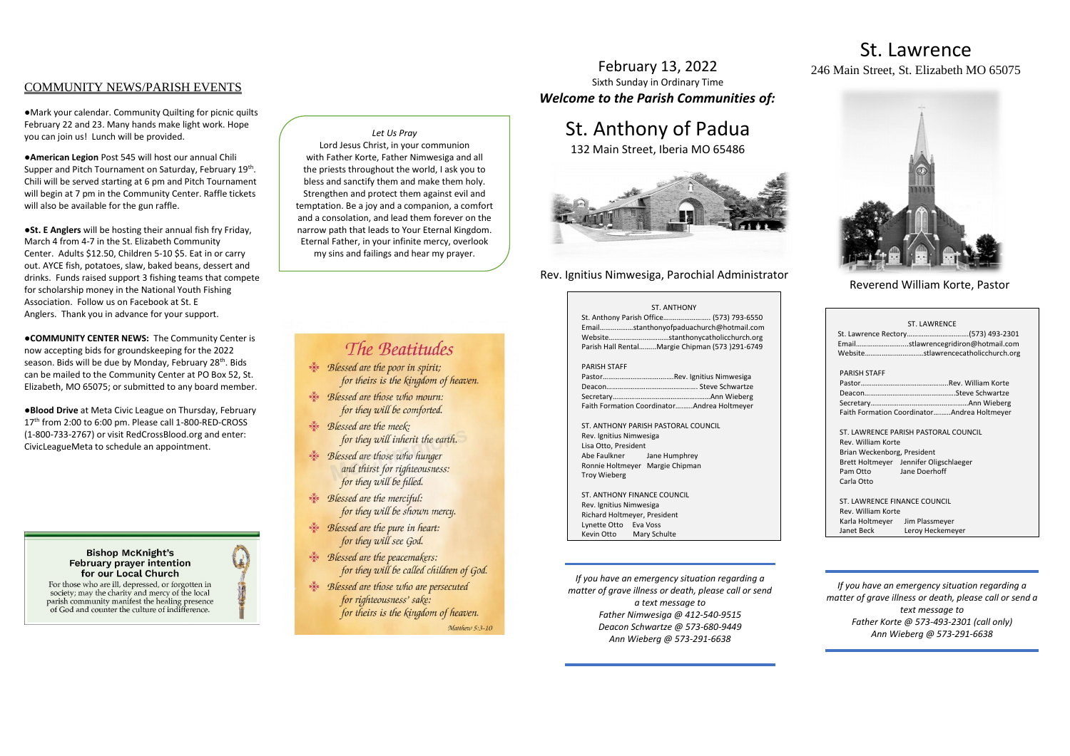## COMMUNITY NEWS/PARISH EVENTS

●Mark your calendar. Community Quilting for picnic quilts February 22 and 23. Many hands make light work. Hope you can join us! Lunch will be provided.

●**American Legion** Post 545 will host our annual Chili Supper and Pitch Tournament on Saturday, February 19th. Chili will be served starting at 6 pm and Pitch Tournament will begin at 7 pm in the Community Center. Raffle tickets will also be available for the gun raffle.

●**St. E Anglers** will be hosting their annual fish fry Friday, March 4 from 4-7 in the St. Elizabeth Community Center. Adults $12.50, Children 5-10 $5. Eat in or carry out. AYCE fish, potatoes, slaw, baked beans, dessert and drinks. Funds raised support 3 fishing teams that compete for scholarship money in the National Youth Fishing Association. Follow us on Facebook at St. E Anglers. Thank you in advance for your support.

●**COMMUNITY CENTER NEWS:** The Community Center is now accepting bids for groundskeeping for the 2022 season. Bids will be due by Monday, February 28th. Bids can be mailed to the Community Center at PO Box 52, St. Elizabeth, MO 65075; or submitted to any board member.

●**Blood Drive** at Meta Civic League on Thursday, February 17th from 2:00 to 6:00 pm. Please call 1-800-RED-CROSS (1-800-733-2767) or visit RedCrossBlood.org and enter: CivicLeagueMeta to schedule an appointment.

**Bishop McKnight's February prayer intention for our Local Church**

For those who are ill, depressed, or forgotten in society; may the charity and mercy of the local parish community manifest the healing presence of God and counter the culture of indifference.

*Let Us Pray*

Lord Jesus Christ, in your communion with Father Korte, Father Nimwesiga and all the priests throughout the world, I ask you to bless and sanctify them and make them holy. Strengthen and protect them against evil and temptation. Be a joy and a companion, a comfort and a consolation, and lead them forever on the narrow path that leads to Your Eternal Kingdom. Eternal Father, in your infinite mercy, overlook my sins and failings and hear my prayer.

## The Beatitudes

- *Blessed are the poor in spirit; for theirs is the kingdom of heaven.*
- *Blessed are those who mourn: for they will be comforted.*
- *Blessed are the meek: for they will inherit the earth.*
- *Blessed are those who hunger and thirst for righteousness: for they will be filled.*
- *Blessed are the merciful: for they will be shown mercy.*
- *Blessed are the pure in heart: for they will see God.*
- *Blessed are the peacemakers: for they will be called children of God.*
- *Blessed are those who are persecuted for righteousness' sake: for theirs is the kingdom of heaven.*

*Matthew 5:3-10*

February 13, 2022

Sixth Sunday in Ordinary Time

***Welcome to the Parish Communities of:***

# St. Anthony of Padua

132 Main Street, Iberia MO 65486

Rev. Ignitius Nimwesiga, Parochial Administrator

ST. ANTHONY

St. Anthony Parish Office........................ (573) 793-6550
Email..................stanthonyofpaduachurch@hotmail.com
Website................................stanthonycatholicchurch.org
Parish Hall Rental.........Margie Chipman (573 )291-6749

PARISH STAFF

Pastor......................................Rev. Ignitius Nimwesiga
Deacon................................................. Steve Schwartze
Secretary....................................................Ann Wieberg
Faith Formation Coordinator.........Andrea Holtmeyer

ST. ANTHONY PARISH PASTORAL COUNCIL

Rev. Ignitius Nimwesiga
Lisa Otto, President
Abe Faulkner Jane Humphrey
Ronnie Holtmeyer Margie Chipman
Troy Wieberg

ST. ANTHONY FINANCE COUNCIL

Rev. Ignitius Nimwesiga
Richard Holtmeyer, President
Lynette Otto Eva Voss
Kevin Otto Mary Schulte

*If you have an emergency situation regarding a matter of grave illness or death, please call or send a text message to*
*Father Nimwesiga @ 412-540-9515*
*Deacon Schwartze @ 573-680-9449*
*Ann Wieberg @ 573-291-6638*

# St. Lawrence

246 Main Street, St. Elizabeth MO 65075

Reverend William Korte, Pastor

ST. LAWRENCE

St. Lawrence Rectory.................................(573) 493-2301
Email............................stlawrencegridiron@hotmail.com
Website...............................stlawrencecatholicchurch.org

PARISH STAFF

Pastor..............................................Rev. William Korte
Deacon.................................................Steve Schwartze
Secretary....................................................Ann Wieberg
Faith Formation Coordinator.........Andrea Holtmeyer

ST. LAWRENCE PARISH PASTORAL COUNCIL

Rev. William Korte
Brian Weckenborg, President
Brett Holtmeyer Jennifer Oligschlaeger
Pam Otto Jane Doerhoff
Carla Otto

ST. LAWRENCE FINANCE COUNCIL

Rev. William Korte
Karla Holtmeyer Jim Plassmeyer
Janet Beck Leroy Heckemeyer

*If you have an emergency situation regarding a matter of grave illness or death, please call or send a text message to*
*Father Korte @ 573-493-2301 (call only)*
*Ann Wieberg @ 573-291-6638*